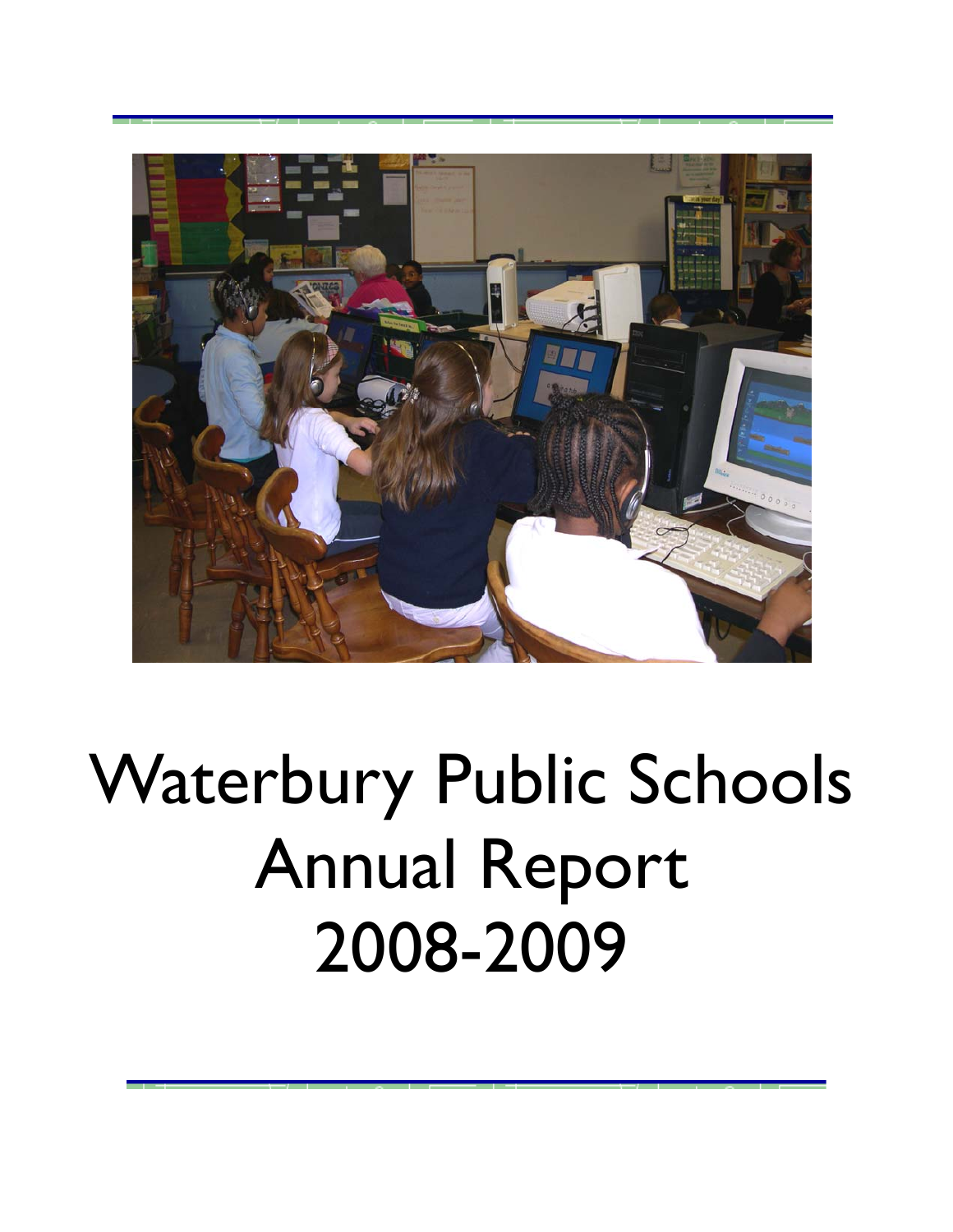# Waterbury Public Schools Annual Report 2008-2009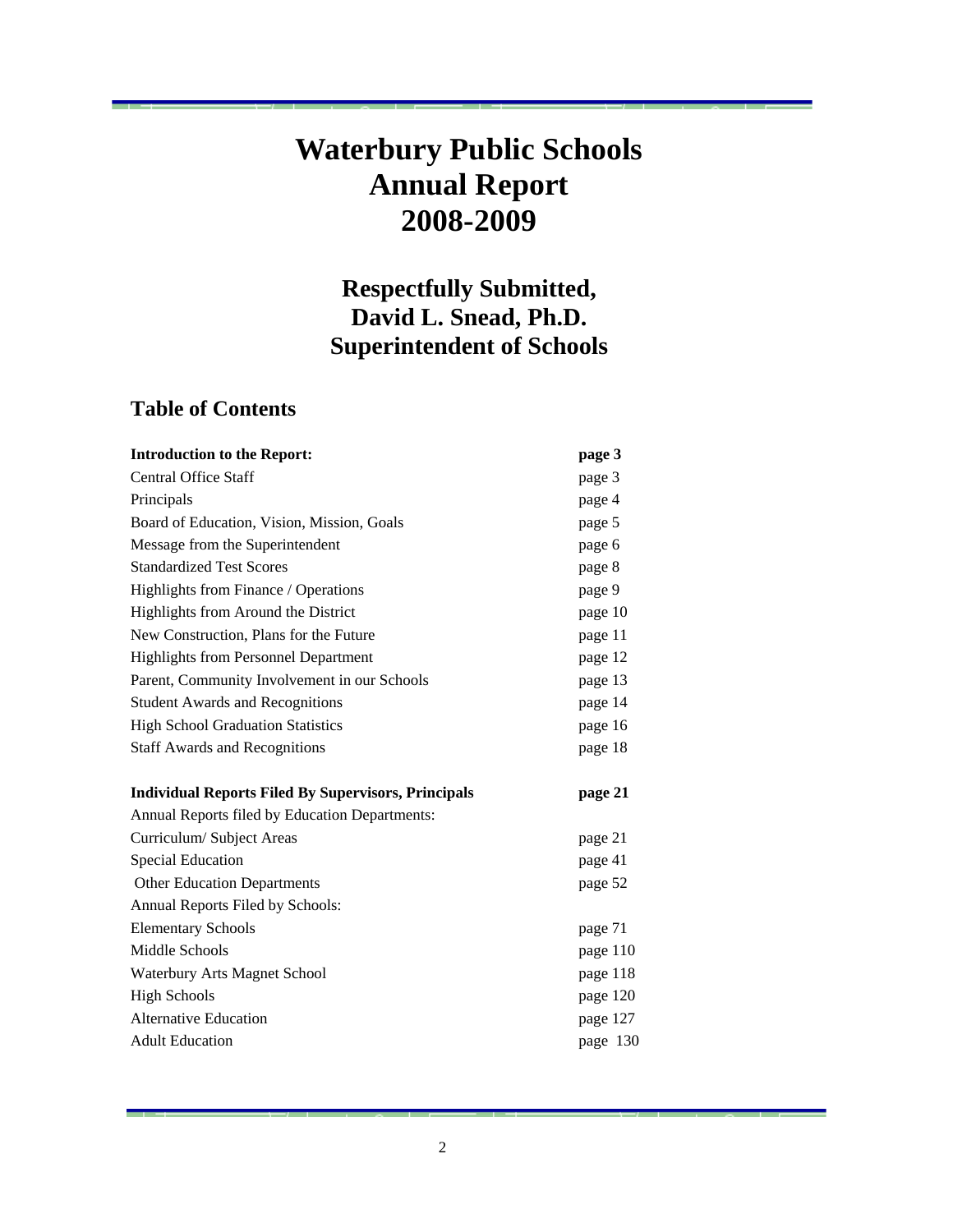# Waterbury Public Schools
# Annual Report
# 2008-2009

## Respectfully Submitted,
## David L. Snead, Ph.D.
## Superintendent of Schools

## Table of Contents

| | |
|---|---|
| **Introduction to the Report:** | **page 3** |
| Central Office Staff | page 3 |
| Principals | page 4 |
| Board of Education, Vision, Mission, Goals | page 5 |
| Message from the Superintendent | page 6 |
| Standardized Test Scores | page 8 |
| Highlights from Finance / Operations | page 9 |
| Highlights from Around the District | page 10 |
| New Construction, Plans for the Future | page 11 |
| Highlights from Personnel Department | page 12 |
| Parent, Community Involvement in our Schools | page 13 |
| Student Awards and Recognitions | page 14 |
| High School Graduation Statistics | page 16 |
| Staff Awards and Recognitions | page 18 |
| | |
| **Individual Reports Filed By Supervisors, Principals** | **page 21** |
| Annual Reports filed by Education Departments: | |
| Curriculum/ Subject Areas | page 21 |
| Special Education | page 41 |
| Other Education Departments | page 52 |
| Annual Reports Filed by Schools: | |
| Elementary Schools | page 71 |
| Middle Schools | page 110 |
| Waterbury Arts Magnet School | page 118 |
| High Schools | page 120 |
| Alternative Education | page 127 |
| Adult Education | page 130 |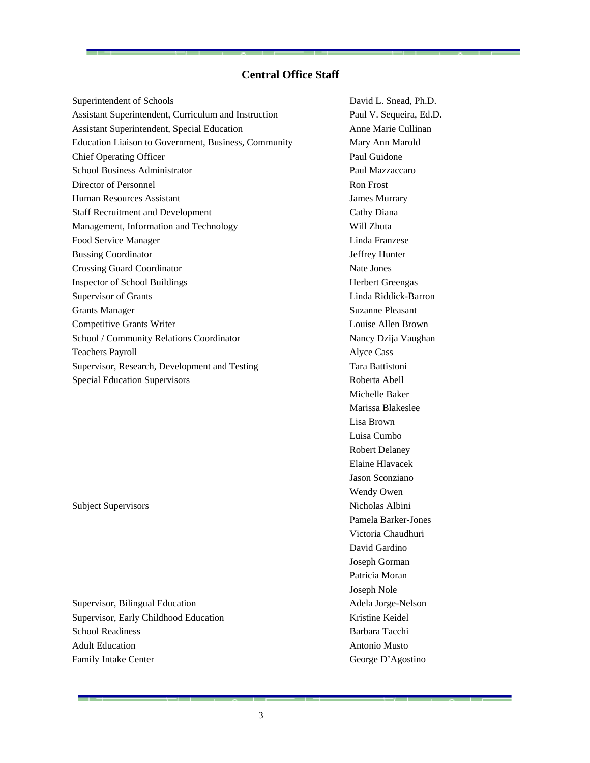## Central Office Staff

| Position | Name |
|---|---|
| Superintendent of Schools | David L. Snead, Ph.D. |
| Assistant Superintendent, Curriculum and Instruction | Paul V. Sequeira, Ed.D. |
| Assistant Superintendent, Special Education | Anne Marie Cullinan |
| Education Liaison to Government, Business, Community | Mary Ann Marold |
| Chief Operating Officer | Paul Guidone |
| School Business Administrator | Paul Mazzaccaro |
| Director of Personnel | Ron Frost |
| Human Resources Assistant | James Murrary |
| Staff Recruitment and Development | Cathy Diana |
| Management, Information and Technology | Will Zhuta |
| Food Service Manager | Linda Franzese |
| Bussing Coordinator | Jeffrey Hunter |
| Crossing Guard Coordinator | Nate Jones |
| Inspector of School Buildings | Herbert Greengas |
| Supervisor of Grants | Linda Riddick-Barron |
| Grants Manager | Suzanne Pleasant |
| Competitive Grants Writer | Louise Allen Brown |
| School / Community Relations Coordinator | Nancy Dzija Vaughan |
| Teachers Payroll | Alyce Cass |
| Supervisor, Research, Development and Testing | Tara Battistoni |
| Special Education Supervisors | Roberta Abell |
| | Michelle Baker |
| | Marissa Blakeslee |
| | Lisa Brown |
| | Luisa Cumbo |
| | Robert Delaney |
| | Elaine Hlavacek |
| | Jason Sconziano |
| | Wendy Owen |
| Subject Supervisors | Nicholas Albini |
| | Pamela Barker-Jones |
| | Victoria Chaudhuri |
| | David Gardino |
| | Joseph Gorman |
| | Patricia Moran |
| | Joseph Nole |
| Supervisor, Bilingual Education | Adela Jorge-Nelson |
| Supervisor, Early Childhood Education | Kristine Keidel |
| School Readiness | Barbara Tacchi |
| Adult Education | Antonio Musto |
| Family Intake Center | George D'Agostino |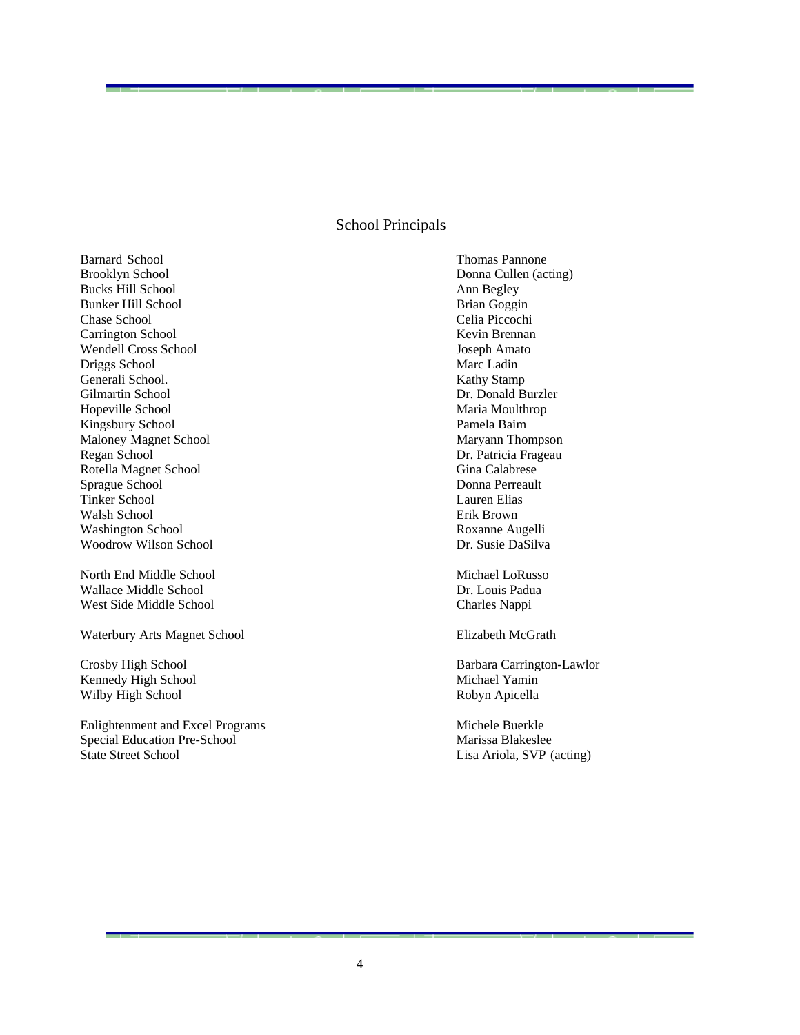## School Principals

| School | Principal |
|---|---|
| Barnard School | Thomas Pannone |
| Brooklyn School | Donna Cullen (acting) |
| Bucks Hill School | Ann Begley |
| Bunker Hill School | Brian Goggin |
| Chase School | Celia Piccochi |
| Carrington School | Kevin Brennan |
| Wendell Cross School | Joseph Amato |
| Driggs School | Marc Ladin |
| Generali School. | Kathy Stamp |
| Gilmartin School | Dr. Donald Burzler |
| Hopeville School | Maria Moulthrop |
| Kingsbury School | Pamela Baim |
| Maloney Magnet School | Maryann Thompson |
| Regan School | Dr. Patricia Frageau |
| Rotella Magnet School | Gina Calabrese |
| Sprague School | Donna Perreault |
| Tinker School | Lauren Elias |
| Walsh School | Erik Brown |
| Washington School | Roxanne Augelli |
| Woodrow Wilson School | Dr. Susie DaSilva |
| | |
| North End Middle School | Michael LoRusso |
| Wallace Middle School | Dr. Louis Padua |
| West Side Middle School | Charles Nappi |
| | |
| Waterbury Arts Magnet School | Elizabeth McGrath |
| | |
| Crosby High School | Barbara Carrington-Lawlor |
| Kennedy High School | Michael Yamin |
| Wilby High School | Robyn Apicella |
| | |
| Enlightenment and Excel Programs | Michele Buerkle |
| Special Education Pre-School | Marissa Blakeslee |
| State Street School | Lisa Ariola, SVP (acting) |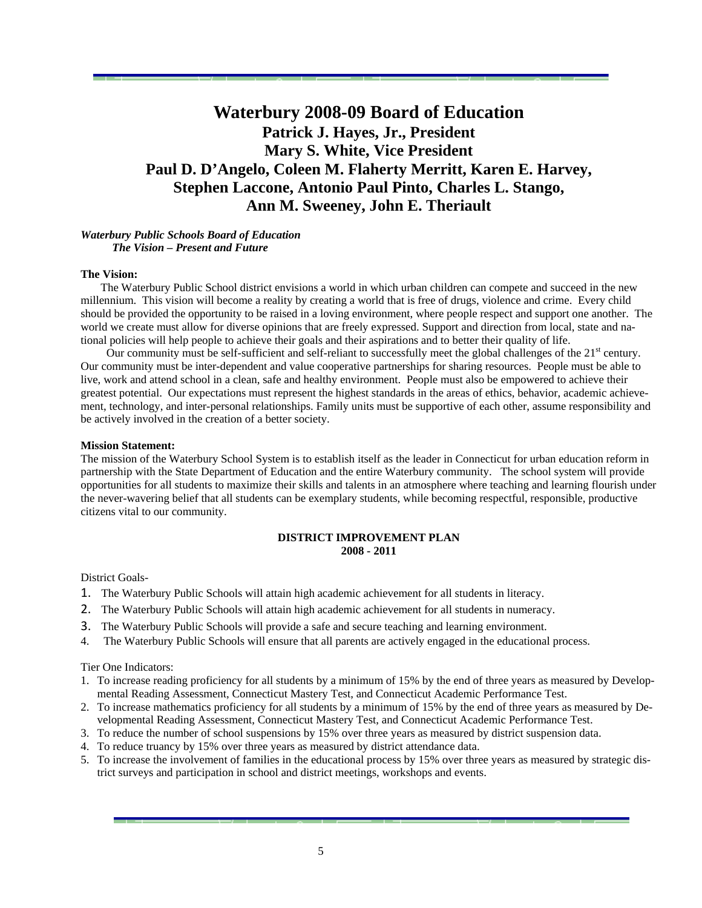# Waterbury 2008-09 Board of Education

## Patrick J. Hayes, Jr., President
## Mary S. White, Vice President
## Paul D. D'Angelo, Coleen M. Flaherty Merritt, Karen E. Harvey, Stephen Laccone, Antonio Paul Pinto, Charles L. Stango, Ann M. Sweeney, John E. Theriault

***Waterbury Public Schools Board of Education***
***The Vision – Present and Future***

**The Vision:**

The Waterbury Public School district envisions a world in which urban children can compete and succeed in the new millennium. This vision will become a reality by creating a world that is free of drugs, violence and crime. Every child should be provided the opportunity to be raised in a loving environment, where people respect and support one another. The world we create must allow for diverse opinions that are freely expressed. Support and direction from local, state and national policies will help people to achieve their goals and their aspirations and to better their quality of life.

Our community must be self-sufficient and self-reliant to successfully meet the global challenges of the 21st century. Our community must be inter-dependent and value cooperative partnerships for sharing resources. People must be able to live, work and attend school in a clean, safe and healthy environment. People must also be empowered to achieve their greatest potential. Our expectations must represent the highest standards in the areas of ethics, behavior, academic achievement, technology, and inter-personal relationships. Family units must be supportive of each other, assume responsibility and be actively involved in the creation of a better society.

**Mission Statement:**

The mission of the Waterbury School System is to establish itself as the leader in Connecticut for urban education reform in partnership with the State Department of Education and the entire Waterbury community. The school system will provide opportunities for all students to maximize their skills and talents in an atmosphere where teaching and learning flourish under the never-wavering belief that all students can be exemplary students, while becoming respectful, responsible, productive citizens vital to our community.

**DISTRICT IMPROVEMENT PLAN**
**2008 - 2011**

District Goals-

1. The Waterbury Public Schools will attain high academic achievement for all students in literacy.
2. The Waterbury Public Schools will attain high academic achievement for all students in numeracy.
3. The Waterbury Public Schools will provide a safe and secure teaching and learning environment.
4. The Waterbury Public Schools will ensure that all parents are actively engaged in the educational process.

Tier One Indicators:

1. To increase reading proficiency for all students by a minimum of 15% by the end of three years as measured by Developmental Reading Assessment, Connecticut Mastery Test, and Connecticut Academic Performance Test.
2. To increase mathematics proficiency for all students by a minimum of 15% by the end of three years as measured by Developmental Reading Assessment, Connecticut Mastery Test, and Connecticut Academic Performance Test.
3. To reduce the number of school suspensions by 15% over three years as measured by district suspension data.
4. To reduce truancy by 15% over three years as measured by district attendance data.
5. To increase the involvement of families in the educational process by 15% over three years as measured by strategic district surveys and participation in school and district meetings, workshops and events.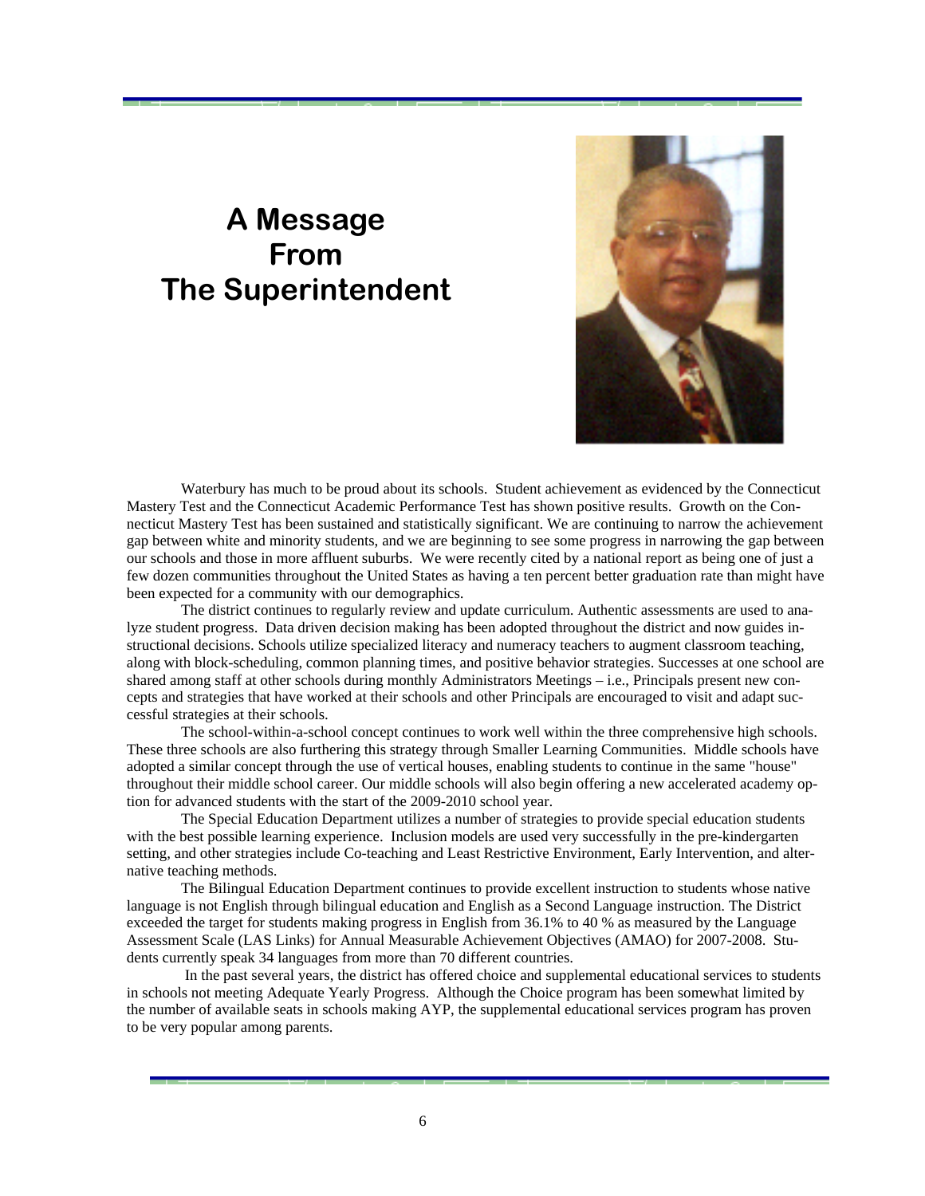# A Message From The Superintendent

Waterbury has much to be proud about its schools. Student achievement as evidenced by the Connecticut Mastery Test and the Connecticut Academic Performance Test has shown positive results. Growth on the Connecticut Mastery Test has been sustained and statistically significant. We are continuing to narrow the achievement gap between white and minority students, and we are beginning to see some progress in narrowing the gap between our schools and those in more affluent suburbs. We were recently cited by a national report as being one of just a few dozen communities throughout the United States as having a ten percent better graduation rate than might have been expected for a community with our demographics.

The district continues to regularly review and update curriculum. Authentic assessments are used to analyze student progress. Data driven decision making has been adopted throughout the district and now guides instructional decisions. Schools utilize specialized literacy and numeracy teachers to augment classroom teaching, along with block-scheduling, common planning times, and positive behavior strategies. Successes at one school are shared among staff at other schools during monthly Administrators Meetings – i.e., Principals present new concepts and strategies that have worked at their schools and other Principals are encouraged to visit and adapt successful strategies at their schools.

The school-within-a-school concept continues to work well within the three comprehensive high schools. These three schools are also furthering this strategy through Smaller Learning Communities. Middle schools have adopted a similar concept through the use of vertical houses, enabling students to continue in the same "house" throughout their middle school career. Our middle schools will also begin offering a new accelerated academy option for advanced students with the start of the 2009-2010 school year.

The Special Education Department utilizes a number of strategies to provide special education students with the best possible learning experience. Inclusion models are used very successfully in the pre-kindergarten setting, and other strategies include Co-teaching and Least Restrictive Environment, Early Intervention, and alternative teaching methods.

The Bilingual Education Department continues to provide excellent instruction to students whose native language is not English through bilingual education and English as a Second Language instruction. The District exceeded the target for students making progress in English from 36.1% to 40 % as measured by the Language Assessment Scale (LAS Links) for Annual Measurable Achievement Objectives (AMAO) for 2007-2008. Students currently speak 34 languages from more than 70 different countries.

In the past several years, the district has offered choice and supplemental educational services to students in schools not meeting Adequate Yearly Progress. Although the Choice program has been somewhat limited by the number of available seats in schools making AYP, the supplemental educational services program has proven to be very popular among parents.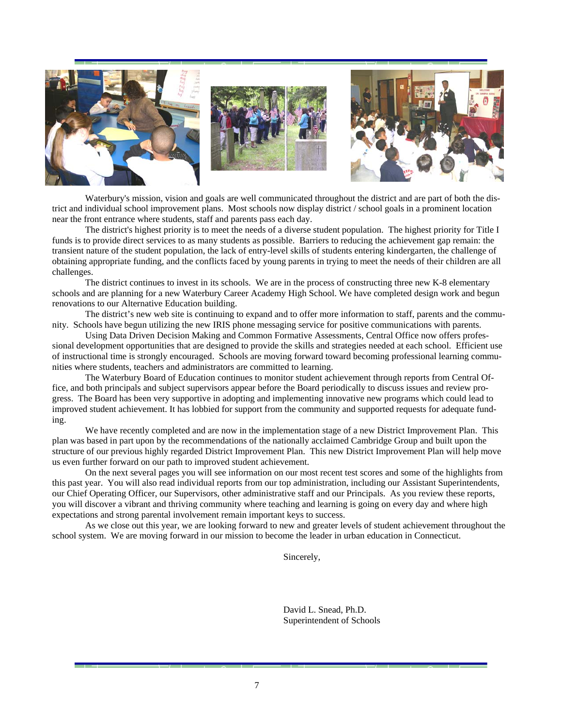Waterbury's mission, vision and goals are well communicated throughout the district and are part of both the district and individual school improvement plans. Most schools now display district / school goals in a prominent location near the front entrance where students, staff and parents pass each day.

The district's highest priority is to meet the needs of a diverse student population. The highest priority for Title I funds is to provide direct services to as many students as possible. Barriers to reducing the achievement gap remain: the transient nature of the student population, the lack of entry-level skills of students entering kindergarten, the challenge of obtaining appropriate funding, and the conflicts faced by young parents in trying to meet the needs of their children are all challenges.

The district continues to invest in its schools. We are in the process of constructing three new K-8 elementary schools and are planning for a new Waterbury Career Academy High School. We have completed design work and begun renovations to our Alternative Education building.

The district's new web site is continuing to expand and to offer more information to staff, parents and the community. Schools have begun utilizing the new IRIS phone messaging service for positive communications with parents.

Using Data Driven Decision Making and Common Formative Assessments, Central Office now offers professional development opportunities that are designed to provide the skills and strategies needed at each school. Efficient use of instructional time is strongly encouraged. Schools are moving forward toward becoming professional learning communities where students, teachers and administrators are committed to learning.

The Waterbury Board of Education continues to monitor student achievement through reports from Central Office, and both principals and subject supervisors appear before the Board periodically to discuss issues and review progress. The Board has been very supportive in adopting and implementing innovative new programs which could lead to improved student achievement. It has lobbied for support from the community and supported requests for adequate funding.

We have recently completed and are now in the implementation stage of a new District Improvement Plan. This plan was based in part upon by the recommendations of the nationally acclaimed Cambridge Group and built upon the structure of our previous highly regarded District Improvement Plan. This new District Improvement Plan will help move us even further forward on our path to improved student achievement.

On the next several pages you will see information on our most recent test scores and some of the highlights from this past year. You will also read individual reports from our top administration, including our Assistant Superintendents, our Chief Operating Officer, our Supervisors, other administrative staff and our Principals. As you review these reports, you will discover a vibrant and thriving community where teaching and learning is going on every day and where high expectations and strong parental involvement remain important keys to success.

As we close out this year, we are looking forward to new and greater levels of student achievement throughout the school system. We are moving forward in our mission to become the leader in urban education in Connecticut.

Sincerely,

David L. Snead, Ph.D.
Superintendent of Schools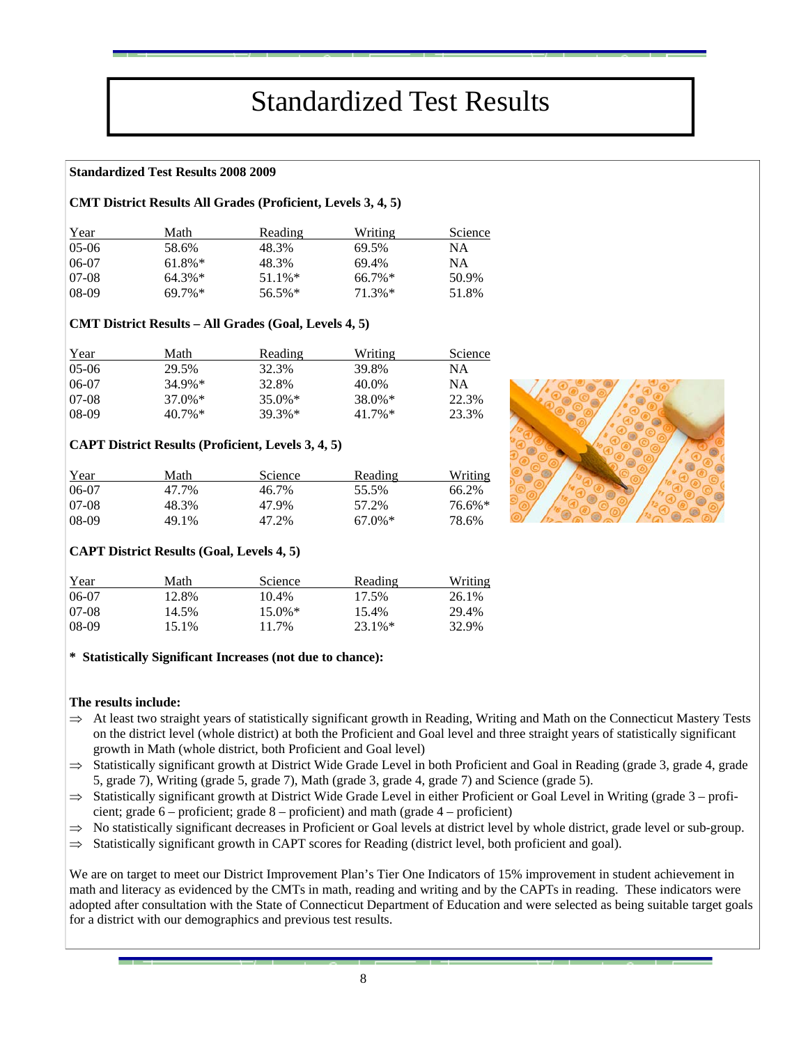# Standardized Test Results

**Standardized Test Results 2008 2009**

**CMT District Results All Grades (Proficient, Levels 3, 4, 5)**

| Year | Math | Reading | Writing | Science |
|---|---|---|---|---|
| 05-06 | 58.6% | 48.3% | 69.5% | NA |
| 06-07 | 61.8%* | 48.3% | 69.4% | NA |
| 07-08 | 64.3%* | 51.1%* | 66.7%* | 50.9% |
| 08-09 | 69.7%* | 56.5%* | 71.3%* | 51.8% |

**CMT District Results – All Grades (Goal, Levels 4, 5)**

| Year | Math | Reading | Writing | Science |
|---|---|---|---|---|
| 05-06 | 29.5% | 32.3% | 39.8% | NA |
| 06-07 | 34.9%* | 32.8% | 40.0% | NA |
| 07-08 | 37.0%* | 35.0%* | 38.0%* | 22.3% |
| 08-09 | 40.7%* | 39.3%* | 41.7%* | 23.3% |

**CAPT District Results (Proficient, Levels 3, 4, 5)**

| Year | Math | Science | Reading | Writing |
|---|---|---|---|---|
| 06-07 | 47.7% | 46.7% | 55.5% | 66.2% |
| 07-08 | 48.3% | 47.9% | 57.2% | 76.6%* |
| 08-09 | 49.1% | 47.2% | 67.0%* | 78.6% |

**CAPT District Results (Goal, Levels 4, 5)**

| Year | Math | Science | Reading | Writing |
|---|---|---|---|---|
| 06-07 | 12.8% | 10.4% | 17.5% | 26.1% |
| 07-08 | 14.5% | 15.0%* | 15.4% | 29.4% |
| 08-09 | 15.1% | 11.7% | 23.1%* | 32.9% |

**\* Statistically Significant Increases (not due to chance):**

**The results include:**

- At least two straight years of statistically significant growth in Reading, Writing and Math on the Connecticut Mastery Tests on the district level (whole district) at both the Proficient and Goal level and three straight years of statistically significant growth in Math (whole district, both Proficient and Goal level)
- Statistically significant growth at District Wide Grade Level in both Proficient and Goal in Reading (grade 3, grade 4, grade 5, grade 7), Writing (grade 5, grade 7), Math (grade 3, grade 4, grade 7) and Science (grade 5).
- Statistically significant growth at District Wide Grade Level in either Proficient or Goal Level in Writing (grade 3 – proficient; grade 6 – proficient; grade 8 – proficient) and math (grade 4 – proficient)
- No statistically significant decreases in Proficient or Goal levels at district level by whole district, grade level or sub-group.
- Statistically significant growth in CAPT scores for Reading (district level, both proficient and goal).

We are on target to meet our District Improvement Plan's Tier One Indicators of 15% improvement in student achievement in math and literacy as evidenced by the CMTs in math, reading and writing and by the CAPTs in reading. These indicators were adopted after consultation with the State of Connecticut Department of Education and were selected as being suitable target goals for a district with our demographics and previous test results.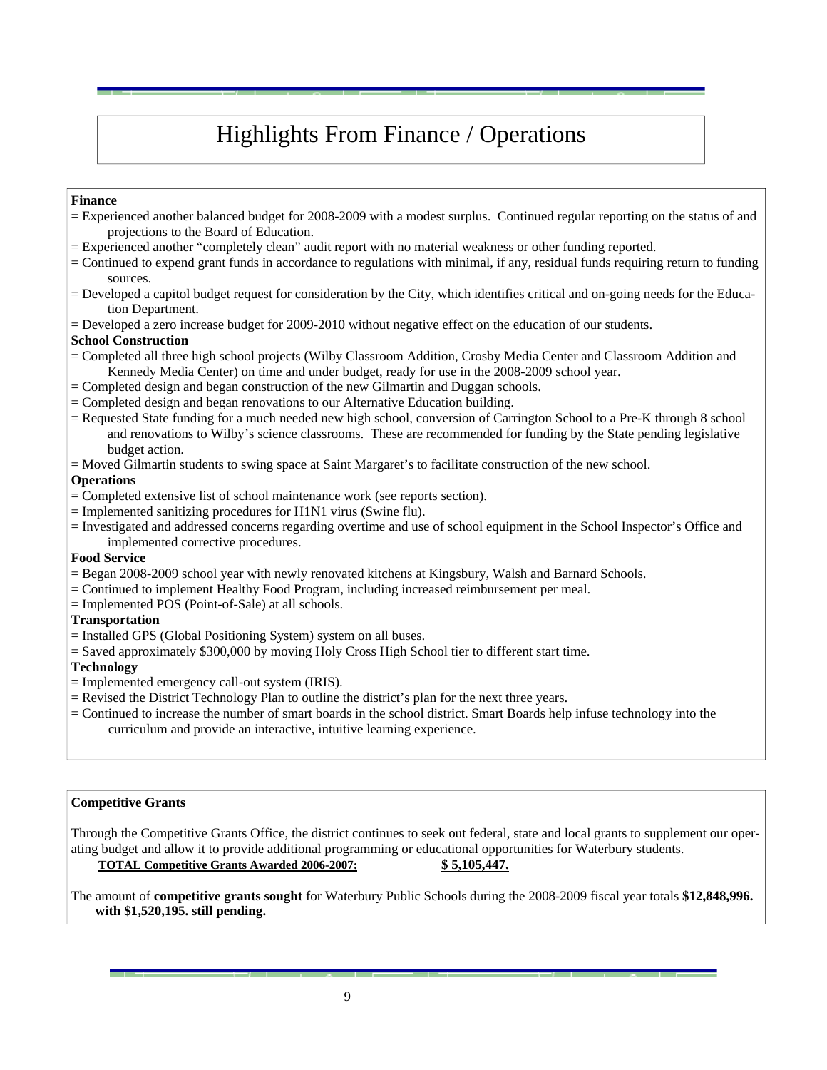# Highlights From Finance / Operations

**Finance**

= Experienced another balanced budget for 2008-2009 with a modest surplus. Continued regular reporting on the status of and projections to the Board of Education.

= Experienced another "completely clean" audit report with no material weakness or other funding reported.

= Continued to expend grant funds in accordance to regulations with minimal, if any, residual funds requiring return to funding sources.

= Developed a capitol budget request for consideration by the City, which identifies critical and on-going needs for the Education Department.

= Developed a zero increase budget for 2009-2010 without negative effect on the education of our students.

**School Construction**

= Completed all three high school projects (Wilby Classroom Addition, Crosby Media Center and Classroom Addition and Kennedy Media Center) on time and under budget, ready for use in the 2008-2009 school year.

= Completed design and began construction of the new Gilmartin and Duggan schools.

= Completed design and began renovations to our Alternative Education building.

= Requested State funding for a much needed new high school, conversion of Carrington School to a Pre-K through 8 school and renovations to Wilby's science classrooms. These are recommended for funding by the State pending legislative budget action.

= Moved Gilmartin students to swing space at Saint Margaret's to facilitate construction of the new school.

**Operations**

= Completed extensive list of school maintenance work (see reports section).

= Implemented sanitizing procedures for H1N1 virus (Swine flu).

= Investigated and addressed concerns regarding overtime and use of school equipment in the School Inspector's Office and implemented corrective procedures.

**Food Service**

= Began 2008-2009 school year with newly renovated kitchens at Kingsbury, Walsh and Barnard Schools.

= Continued to implement Healthy Food Program, including increased reimbursement per meal.

= Implemented POS (Point-of-Sale) at all schools.

**Transportation**

= Installed GPS (Global Positioning System) system on all buses.

= Saved approximately $300,000 by moving Holy Cross High School tier to different start time.

**Technology**

= Implemented emergency call-out system (IRIS).

= Revised the District Technology Plan to outline the district's plan for the next three years.

= Continued to increase the number of smart boards in the school district. Smart Boards help infuse technology into the curriculum and provide an interactive, intuitive learning experience.

**Competitive Grants**

Through the Competitive Grants Office, the district continues to seek out federal, state and local grants to supplement our operating budget and allow it to provide additional programming or educational opportunities for Waterbury students.

<u>**TOTAL Competitive Grants Awarded 2006-2007:**</u> <u>**$ 5,105,447.**</u>

The amount of **competitive grants sought** for Waterbury Public Schools during the 2008-2009 fiscal year totals **$12,848,996. with $1,520,195. still pending.**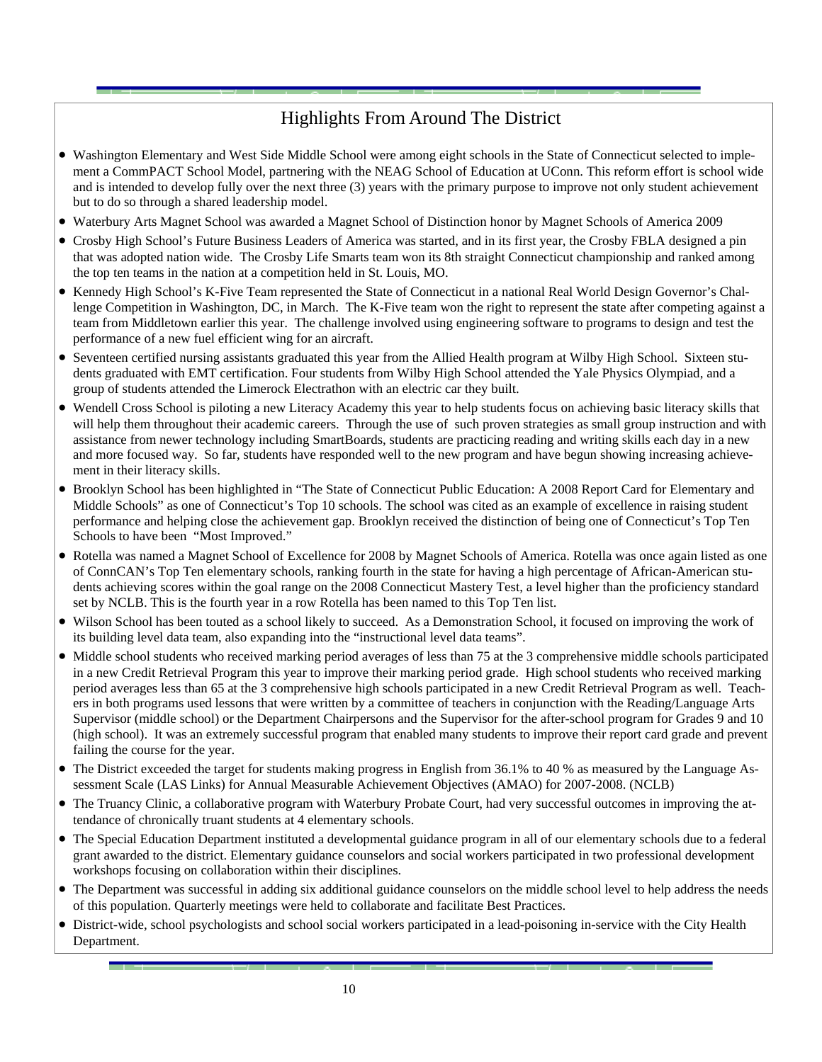## Highlights From Around The District

- Washington Elementary and West Side Middle School were among eight schools in the State of Connecticut selected to implement a CommPACT School Model, partnering with the NEAG School of Education at UConn. This reform effort is school wide and is intended to develop fully over the next three (3) years with the primary purpose to improve not only student achievement but to do so through a shared leadership model.
- Waterbury Arts Magnet School was awarded a Magnet School of Distinction honor by Magnet Schools of America 2009
- Crosby High School's Future Business Leaders of America was started, and in its first year, the Crosby FBLA designed a pin that was adopted nation wide. The Crosby Life Smarts team won its 8th straight Connecticut championship and ranked among the top ten teams in the nation at a competition held in St. Louis, MO.
- Kennedy High School's K-Five Team represented the State of Connecticut in a national Real World Design Governor's Challenge Competition in Washington, DC, in March. The K-Five team won the right to represent the state after competing against a team from Middletown earlier this year. The challenge involved using engineering software to programs to design and test the performance of a new fuel efficient wing for an aircraft.
- Seventeen certified nursing assistants graduated this year from the Allied Health program at Wilby High School. Sixteen students graduated with EMT certification. Four students from Wilby High School attended the Yale Physics Olympiad, and a group of students attended the Limerock Electrathon with an electric car they built.
- Wendell Cross School is piloting a new Literacy Academy this year to help students focus on achieving basic literacy skills that will help them throughout their academic careers. Through the use of such proven strategies as small group instruction and with assistance from newer technology including SmartBoards, students are practicing reading and writing skills each day in a new and more focused way. So far, students have responded well to the new program and have begun showing increasing achievement in their literacy skills.
- Brooklyn School has been highlighted in "The State of Connecticut Public Education: A 2008 Report Card for Elementary and Middle Schools" as one of Connecticut's Top 10 schools. The school was cited as an example of excellence in raising student performance and helping close the achievement gap. Brooklyn received the distinction of being one of Connecticut's Top Ten Schools to have been "Most Improved."
- Rotella was named a Magnet School of Excellence for 2008 by Magnet Schools of America. Rotella was once again listed as one of ConnCAN's Top Ten elementary schools, ranking fourth in the state for having a high percentage of African-American students achieving scores within the goal range on the 2008 Connecticut Mastery Test, a level higher than the proficiency standard set by NCLB. This is the fourth year in a row Rotella has been named to this Top Ten list.
- Wilson School has been touted as a school likely to succeed. As a Demonstration School, it focused on improving the work of its building level data team, also expanding into the "instructional level data teams".
- Middle school students who received marking period averages of less than 75 at the 3 comprehensive middle schools participated in a new Credit Retrieval Program this year to improve their marking period grade. High school students who received marking period averages less than 65 at the 3 comprehensive high schools participated in a new Credit Retrieval Program as well. Teachers in both programs used lessons that were written by a committee of teachers in conjunction with the Reading/Language Arts Supervisor (middle school) or the Department Chairpersons and the Supervisor for the after-school program for Grades 9 and 10 (high school). It was an extremely successful program that enabled many students to improve their report card grade and prevent failing the course for the year.
- The District exceeded the target for students making progress in English from 36.1% to 40 % as measured by the Language Assessment Scale (LAS Links) for Annual Measurable Achievement Objectives (AMAO) for 2007-2008. (NCLB)
- The Truancy Clinic, a collaborative program with Waterbury Probate Court, had very successful outcomes in improving the attendance of chronically truant students at 4 elementary schools.
- The Special Education Department instituted a developmental guidance program in all of our elementary schools due to a federal grant awarded to the district. Elementary guidance counselors and social workers participated in two professional development workshops focusing on collaboration within their disciplines.
- The Department was successful in adding six additional guidance counselors on the middle school level to help address the needs of this population. Quarterly meetings were held to collaborate and facilitate Best Practices.
- District-wide, school psychologists and school social workers participated in a lead-poisoning in-service with the City Health Department.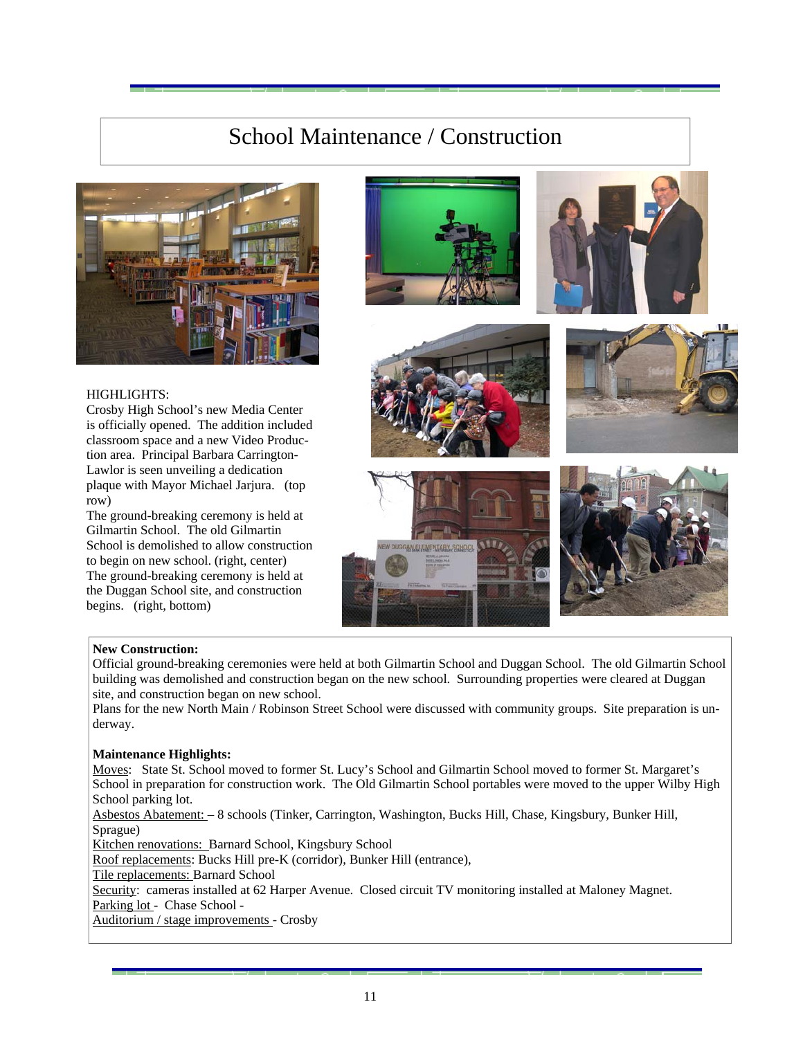# School Maintenance / Construction

HIGHLIGHTS:

Crosby High School's new Media Center is officially opened. The addition included classroom space and a new Video Production area. Principal Barbara Carrington-Lawlor is seen unveiling a dedication plaque with Mayor Michael Jarjura. (top row)

The ground-breaking ceremony is held at Gilmartin School. The old Gilmartin School is demolished to allow construction to begin on new school. (right, center)

The ground-breaking ceremony is held at the Duggan School site, and construction begins. (right, bottom)

**New Construction:**

Official ground-breaking ceremonies were held at both Gilmartin School and Duggan School. The old Gilmartin School building was demolished and construction began on the new school. Surrounding properties were cleared at Duggan site, and construction began on new school.

Plans for the new North Main / Robinson Street School were discussed with community groups. Site preparation is underway.

**Maintenance Highlights:**

Moves: State St. School moved to former St. Lucy's School and Gilmartin School moved to former St. Margaret's School in preparation for construction work. The Old Gilmartin School portables were moved to the upper Wilby High School parking lot.

Asbestos Abatement: – 8 schools (Tinker, Carrington, Washington, Bucks Hill, Chase, Kingsbury, Bunker Hill, Sprague)

Kitchen renovations: Barnard School, Kingsbury School

Roof replacements: Bucks Hill pre-K (corridor), Bunker Hill (entrance),

Tile replacements: Barnard School

Security: cameras installed at 62 Harper Avenue. Closed circuit TV monitoring installed at Maloney Magnet.

Parking lot - Chase School -

Auditorium / stage improvements - Crosby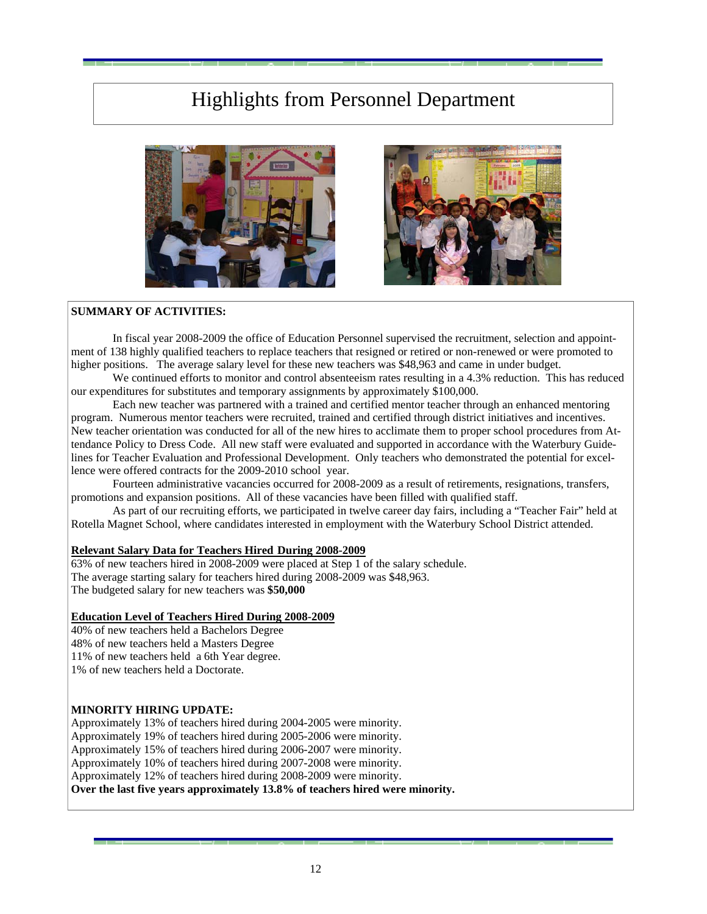# Highlights from Personnel Department

**SUMMARY OF ACTIVITIES:**

In fiscal year 2008-2009 the office of Education Personnel supervised the recruitment, selection and appointment of 138 highly qualified teachers to replace teachers that resigned or retired or non-renewed or were promoted to higher positions. The average salary level for these new teachers was $48,963 and came in under budget.

We continued efforts to monitor and control absenteeism rates resulting in a 4.3% reduction. This has reduced our expenditures for substitutes and temporary assignments by approximately $100,000.

Each new teacher was partnered with a trained and certified mentor teacher through an enhanced mentoring program. Numerous mentor teachers were recruited, trained and certified through district initiatives and incentives. New teacher orientation was conducted for all of the new hires to acclimate them to proper school procedures from Attendance Policy to Dress Code. All new staff were evaluated and supported in accordance with the Waterbury Guidelines for Teacher Evaluation and Professional Development. Only teachers who demonstrated the potential for excellence were offered contracts for the 2009-2010 school year.

Fourteen administrative vacancies occurred for 2008-2009 as a result of retirements, resignations, transfers, promotions and expansion positions. All of these vacancies have been filled with qualified staff.

As part of our recruiting efforts, we participated in twelve career day fairs, including a "Teacher Fair" held at Rotella Magnet School, where candidates interested in employment with the Waterbury School District attended.

**Relevant Salary Data for Teachers Hired During 2008-2009**

63% of new teachers hired in 2008-2009 were placed at Step 1 of the salary schedule.
The average starting salary for teachers hired during 2008-2009 was $48,963.
The budgeted salary for new teachers was **$50,000**

**Education Level of Teachers Hired During 2008-2009**

40% of new teachers held a Bachelors Degree
48% of new teachers held a Masters Degree
11% of new teachers held a 6th Year degree.
1% of new teachers held a Doctorate.

**MINORITY HIRING UPDATE:**

Approximately 13% of teachers hired during 2004-2005 were minority.
Approximately 19% of teachers hired during 2005-2006 were minority.
Approximately 15% of teachers hired during 2006-2007 were minority.
Approximately 10% of teachers hired during 2007-2008 were minority.
Approximately 12% of teachers hired during 2008-2009 were minority.
**Over the last five years approximately 13.8% of teachers hired were minority.**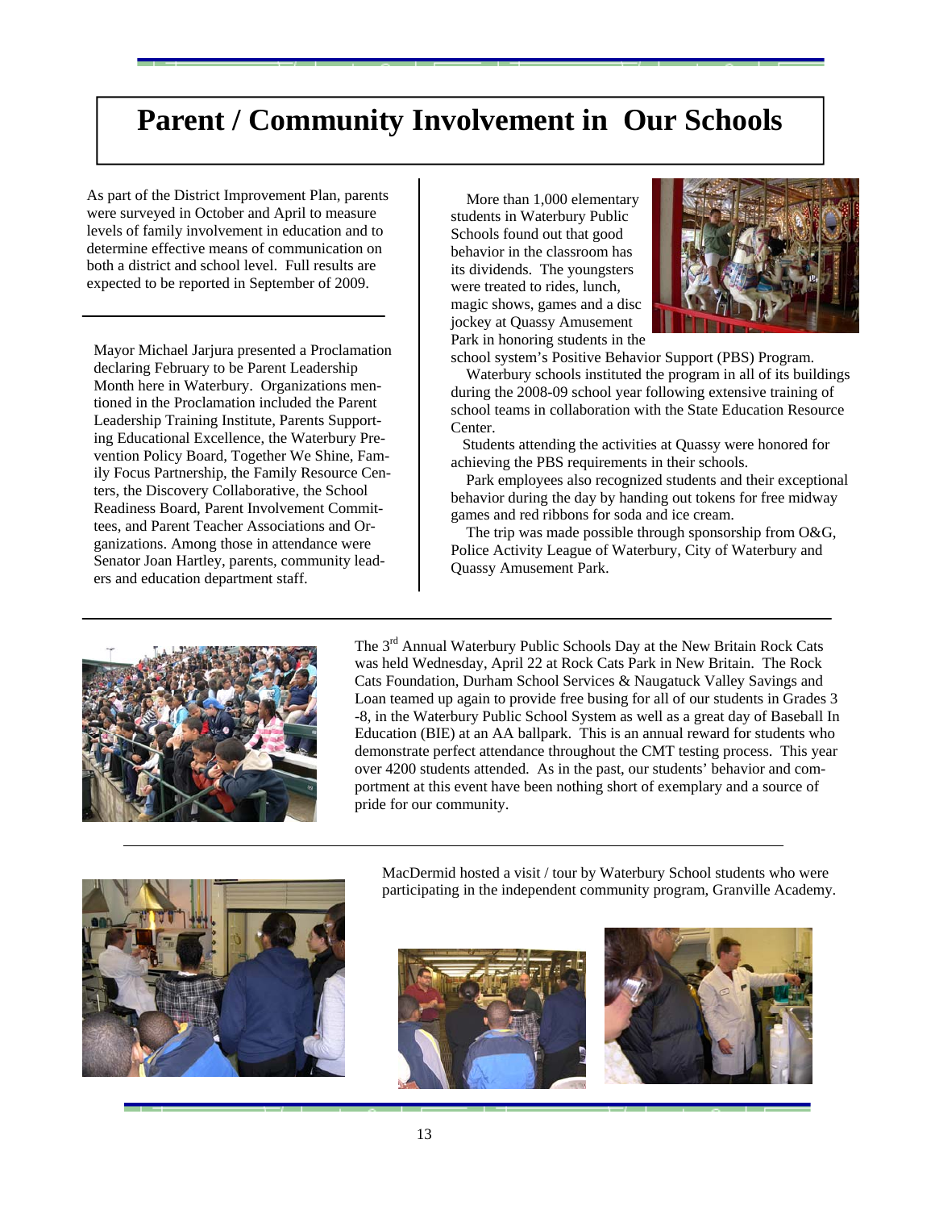# Parent / Community Involvement in Our Schools

As part of the District Improvement Plan, parents were surveyed in October and April to measure levels of family involvement in education and to determine effective means of communication on both a district and school level. Full results are expected to be reported in September of 2009.

---

Mayor Michael Jarjura presented a Proclamation declaring February to be Parent Leadership Month here in Waterbury. Organizations mentioned in the Proclamation included the Parent Leadership Training Institute, Parents Supporting Educational Excellence, the Waterbury Prevention Policy Board, Together We Shine, Family Focus Partnership, the Family Resource Centers, the Discovery Collaborative, the School Readiness Board, Parent Involvement Committees, and Parent Teacher Associations and Organizations. Among those in attendance were Senator Joan Hartley, parents, community leaders and education department staff.

More than 1,000 elementary students in Waterbury Public Schools found out that good behavior in the classroom has its dividends. The youngsters were treated to rides, lunch, magic shows, games and a disc jockey at Quassy Amusement Park in honoring students in the school system's Positive Behavior Support (PBS) Program.

Waterbury schools instituted the program in all of its buildings during the 2008-09 school year following extensive training of school teams in collaboration with the State Education Resource Center.

Students attending the activities at Quassy were honored for achieving the PBS requirements in their schools.

Park employees also recognized students and their exceptional behavior during the day by handing out tokens for free midway games and red ribbons for soda and ice cream.

The trip was made possible through sponsorship from O&G, Police Activity League of Waterbury, City of Waterbury and Quassy Amusement Park.

---

The 3rd Annual Waterbury Public Schools Day at the New Britain Rock Cats was held Wednesday, April 22 at Rock Cats Park in New Britain. The Rock Cats Foundation, Durham School Services & Naugatuck Valley Savings and Loan teamed up again to provide free busing for all of our students in Grades 3-8, in the Waterbury Public School System as well as a great day of Baseball In Education (BIE) at an AA ballpark. This is an annual reward for students who demonstrate perfect attendance throughout the CMT testing process. This year over 4200 students attended. As in the past, our students' behavior and comportment at this event have been nothing short of exemplary and a source of pride for our community.

---

MacDermid hosted a visit / tour by Waterbury School students who were participating in the independent community program, Granville Academy.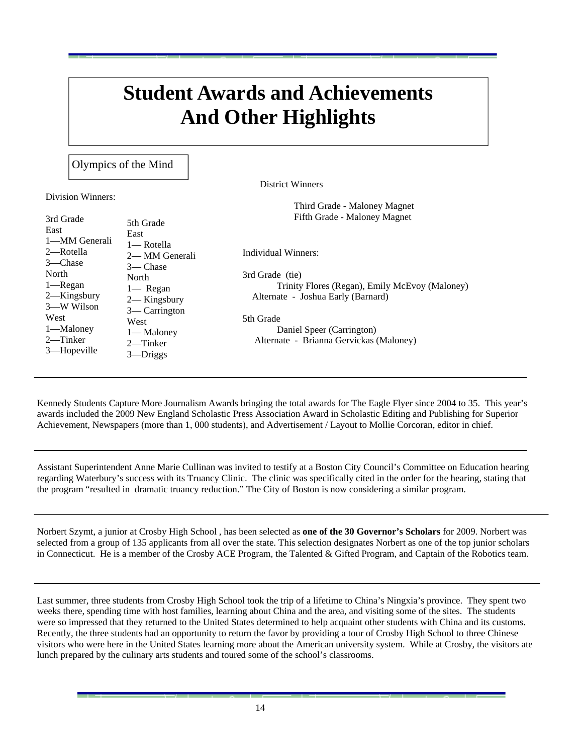# Student Awards and Achievements And Other Highlights

## Olympics of the Mind

Division Winners:

3rd Grade
East
1—MM Generali
2—Rotella
3—Chase
North
1—Regan
2—Kingsbury
3—W Wilson
West
1—Maloney
2—Tinker
3—Hopeville

5th Grade
East
1— Rotella
2— MM Generali
3— Chase
North
1— Regan
2— Kingsbury
3— Carrington
West
1— Maloney
2—Tinker
3—Driggs

District Winners

Third Grade - Maloney Magnet
Fifth Grade - Maloney Magnet

Individual Winners:

3rd Grade (tie)
Trinity Flores (Regan), Emily McEvoy (Maloney)
Alternate - Joshua Early (Barnard)

5th Grade
Daniel Speer (Carrington)
Alternate - Brianna Gervickas (Maloney)

---

Kennedy Students Capture More Journalism Awards bringing the total awards for The Eagle Flyer since 2004 to 35. This year's awards included the 2009 New England Scholastic Press Association Award in Scholastic Editing and Publishing for Superior Achievement, Newspapers (more than 1, 000 students), and Advertisement / Layout to Mollie Corcoran, editor in chief.

---

Assistant Superintendent Anne Marie Cullinan was invited to testify at a Boston City Council's Committee on Education hearing regarding Waterbury's success with its Truancy Clinic. The clinic was specifically cited in the order for the hearing, stating that the program "resulted in dramatic truancy reduction." The City of Boston is now considering a similar program.

---

Norbert Szymt, a junior at Crosby High School , has been selected as **one of the 30 Governor's Scholars** for 2009. Norbert was selected from a group of 135 applicants from all over the state. This selection designates Norbert as one of the top junior scholars in Connecticut. He is a member of the Crosby ACE Program, the Talented & Gifted Program, and Captain of the Robotics team.

---

Last summer, three students from Crosby High School took the trip of a lifetime to China's Ningxia's province. They spent two weeks there, spending time with host families, learning about China and the area, and visiting some of the sites. The students were so impressed that they returned to the United States determined to help acquaint other students with China and its customs. Recently, the three students had an opportunity to return the favor by providing a tour of Crosby High School to three Chinese visitors who were here in the United States learning more about the American university system. While at Crosby, the visitors ate lunch prepared by the culinary arts students and toured some of the school's classrooms.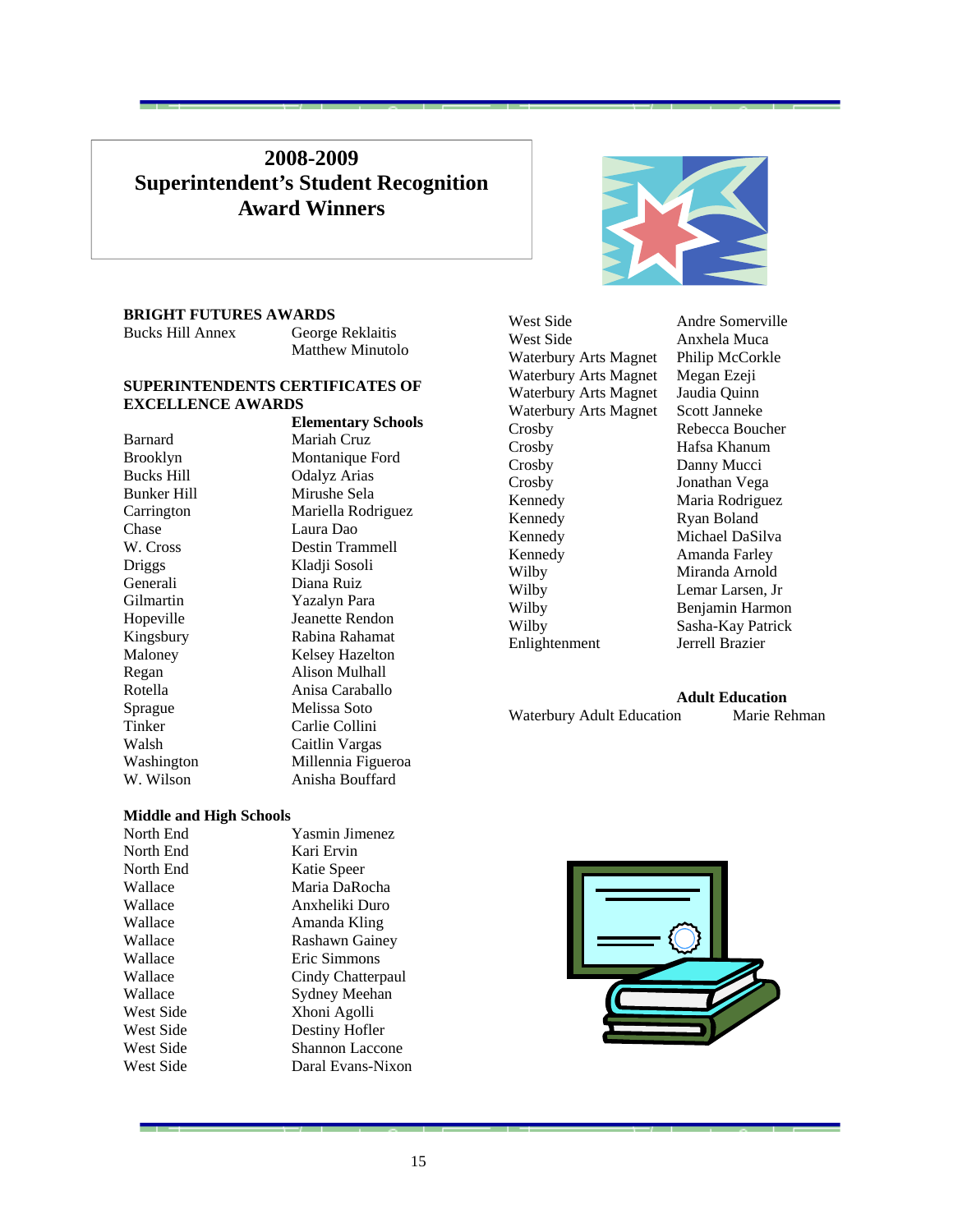# 2008-2009 Superintendent's Student Recognition Award Winners

## BRIGHT FUTURES AWARDS

| School | Name |
|---|---|
| Bucks Hill Annex | George Reklaitis |
| | Matthew Minutolo |

## SUPERINTENDENTS CERTIFICATES OF EXCELLENCE AWARDS

### Elementary Schools

| School | Name |
|---|---|
| Barnard | Mariah Cruz |
| Brooklyn | Montanique Ford |
| Bucks Hill | Odalyz Arias |
| Bunker Hill | Mirushe Sela |
| Carrington | Mariella Rodriguez |
| Chase | Laura Dao |
| W. Cross | Destin Trammell |
| Driggs | Kladji Sosoli |
| Generali | Diana Ruiz |
| Gilmartin | Yazalyn Para |
| Hopeville | Jeanette Rendon |
| Kingsbury | Rabina Rahamat |
| Maloney | Kelsey Hazelton |
| Regan | Alison Mulhall |
| Rotella | Anisa Caraballo |
| Sprague | Melissa Soto |
| Tinker | Carlie Collini |
| Walsh | Caitlin Vargas |
| Washington | Millennia Figueroa |
| W. Wilson | Anisha Bouffard |

### Middle and High Schools

| School | Name |
|---|---|
| North End | Yasmin Jimenez |
| North End | Kari Ervin |
| North End | Katie Speer |
| Wallace | Maria DaRocha |
| Wallace | Anxheliki Duro |
| Wallace | Amanda Kling |
| Wallace | Rashawn Gainey |
| Wallace | Eric Simmons |
| Wallace | Cindy Chatterpaul |
| Wallace | Sydney Meehan |
| West Side | Xhoni Agolli |
| West Side | Destiny Hofler |
| West Side | Shannon Laccone |
| West Side | Daral Evans-Nixon |
| West Side | Andre Somerville |
| West Side | Anxhela Muca |
| Waterbury Arts Magnet | Philip McCorkle |
| Waterbury Arts Magnet | Megan Ezeji |
| Waterbury Arts Magnet | Jaudia Quinn |
| Waterbury Arts Magnet | Scott Janneke |
| Crosby | Rebecca Boucher |
| Crosby | Hafsa Khanum |
| Crosby | Danny Mucci |
| Crosby | Jonathan Vega |
| Kennedy | Maria Rodriguez |
| Kennedy | Ryan Boland |
| Kennedy | Michael DaSilva |
| Kennedy | Amanda Farley |
| Wilby | Miranda Arnold |
| Wilby | Lemar Larsen, Jr |
| Wilby | Benjamin Harmon |
| Wilby | Sasha-Kay Patrick |
| Enlightenment | Jerrell Brazier |

### Adult Education

| School | Name |
|---|---|
| Waterbury Adult Education | Marie Rehman |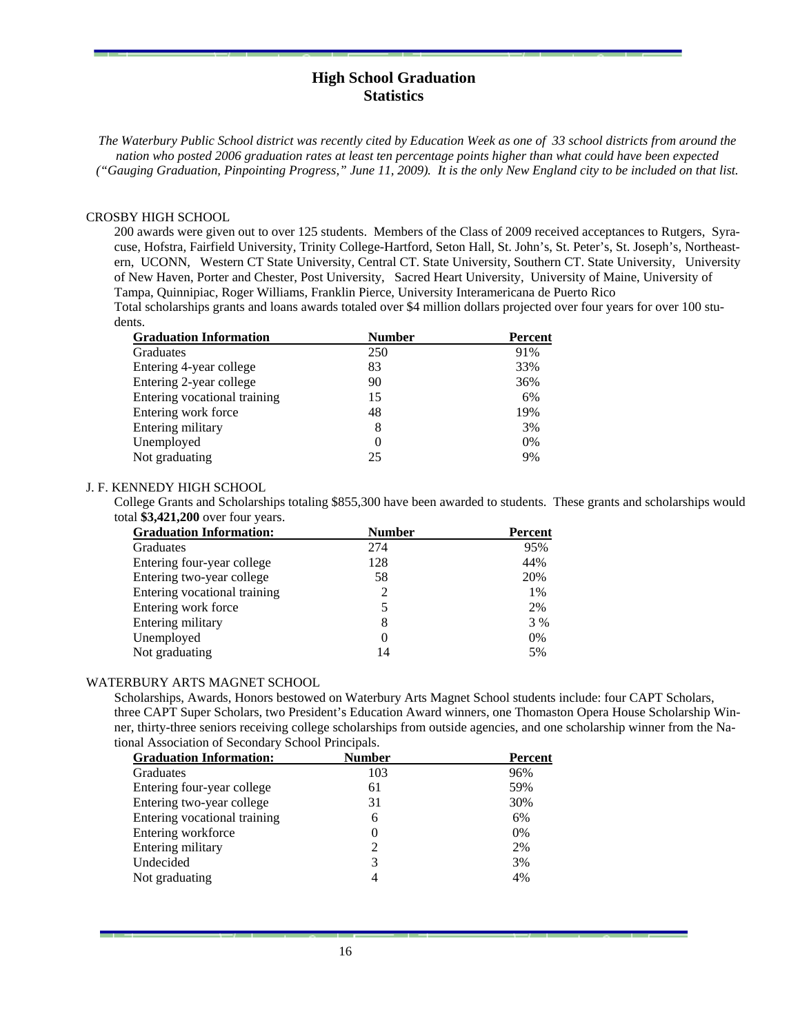# High School Graduation Statistics

*The Waterbury Public School district was recently cited by Education Week as one of 33 school districts from around the nation who posted 2006 graduation rates at least ten percentage points higher than what could have been expected ("Gauging Graduation, Pinpointing Progress," June 11, 2009). It is the only New England city to be included on that list.*

## CROSBY HIGH SCHOOL

200 awards were given out to over 125 students. Members of the Class of 2009 received acceptances to Rutgers, Syracuse, Hofstra, Fairfield University, Trinity College-Hartford, Seton Hall, St. John's, St. Peter's, St. Joseph's, Northeastern, UCONN, Western CT State University, Central CT. State University, Southern CT. State University, University of New Haven, Porter and Chester, Post University, Sacred Heart University, University of Maine, University of Tampa, Quinnipiac, Roger Williams, Franklin Pierce, University Interamericana de Puerto Rico

Total scholarships grants and loans awards totaled over $4 million dollars projected over four years for over 100 students.

| Graduation Information | Number | Percent |
|---|---|---|
| Graduates | 250 | 91% |
| Entering 4-year college | 83 | 33% |
| Entering 2-year college | 90 | 36% |
| Entering vocational training | 15 | 6% |
| Entering work force | 48 | 19% |
| Entering military | 8 | 3% |
| Unemployed | 0 | 0% |
| Not graduating | 25 | 9% |

## J. F. KENNEDY HIGH SCHOOL

College Grants and Scholarships totaling $855,300 have been awarded to students. These grants and scholarships would total **$3,421,200** over four years.

| Graduation Information: | Number | Percent |
|---|---|---|
| Graduates | 274 | 95% |
| Entering four-year college | 128 | 44% |
| Entering two-year college | 58 | 20% |
| Entering vocational training | 2 | 1% |
| Entering work force | 5 | 2% |
| Entering military | 8 | 3 % |
| Unemployed | 0 | 0% |
| Not graduating | 14 | 5% |

## WATERBURY ARTS MAGNET SCHOOL

Scholarships, Awards, Honors bestowed on Waterbury Arts Magnet School students include: four CAPT Scholars, three CAPT Super Scholars, two President's Education Award winners, one Thomaston Opera House Scholarship Winner, thirty-three seniors receiving college scholarships from outside agencies, and one scholarship winner from the National Association of Secondary School Principals.

| Graduation Information: | Number | Percent |
|---|---|---|
| Graduates | 103 | 96% |
| Entering four-year college | 61 | 59% |
| Entering two-year college | 31 | 30% |
| Entering vocational training | 6 | 6% |
| Entering workforce | 0 | 0% |
| Entering military | 2 | 2% |
| Undecided | 3 | 3% |
| Not graduating | 4 | 4% |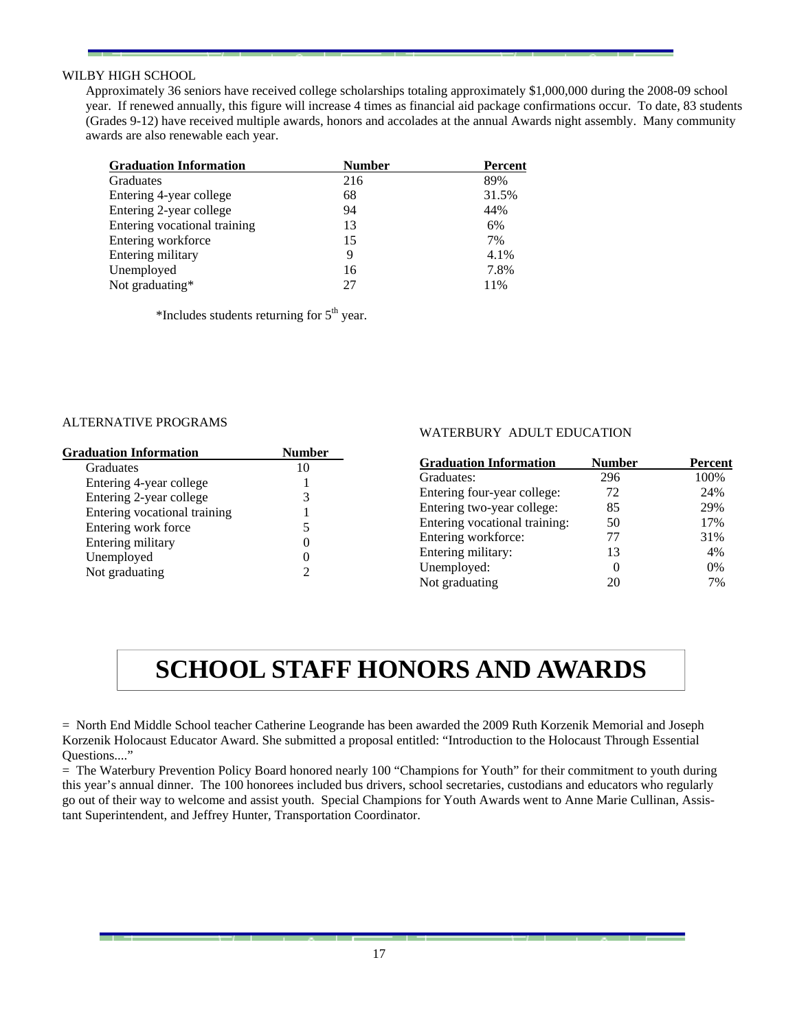WILBY HIGH SCHOOL

Approximately 36 seniors have received college scholarships totaling approximately $1,000,000 during the 2008-09 school year. If renewed annually, this figure will increase 4 times as financial aid package confirmations occur. To date, 83 students (Grades 9-12) have received multiple awards, honors and accolades at the annual Awards night assembly. Many community awards are also renewable each year.

| Graduation Information | Number | Percent |
|---|---|---|
| Graduates | 216 | 89% |
| Entering 4-year college | 68 | 31.5% |
| Entering 2-year college | 94 | 44% |
| Entering vocational training | 13 | 6% |
| Entering workforce | 15 | 7% |
| Entering military | 9 | 4.1% |
| Unemployed | 16 | 7.8% |
| Not graduating* | 27 | 11% |

*Includes students returning for 5th year.

ALTERNATIVE PROGRAMS

| Graduation Information | Number |
|---|---|
| Graduates | 10 |
| Entering 4-year college | 1 |
| Entering 2-year college | 3 |
| Entering vocational training | 1 |
| Entering work force | 5 |
| Entering military | 0 |
| Unemployed | 0 |
| Not graduating | 2 |

WATERBURY ADULT EDUCATION

| Graduation Information | Number | Percent |
|---|---|---|
| Graduates: | 296 | 100% |
| Entering four-year college: | 72 | 24% |
| Entering two-year college: | 85 | 29% |
| Entering vocational training: | 50 | 17% |
| Entering workforce: | 77 | 31% |
| Entering military: | 13 | 4% |
| Unemployed: | 0 | 0% |
| Not graduating | 20 | 7% |

# SCHOOL STAFF HONORS AND AWARDS

= North End Middle School teacher Catherine Leogrande has been awarded the 2009 Ruth Korzenik Memorial and Joseph Korzenik Holocaust Educator Award. She submitted a proposal entitled: "Introduction to the Holocaust Through Essential Questions...."

= The Waterbury Prevention Policy Board honored nearly 100 "Champions for Youth" for their commitment to youth during this year's annual dinner. The 100 honorees included bus drivers, school secretaries, custodians and educators who regularly go out of their way to welcome and assist youth. Special Champions for Youth Awards went to Anne Marie Cullinan, Assistant Superintendent, and Jeffrey Hunter, Transportation Coordinator.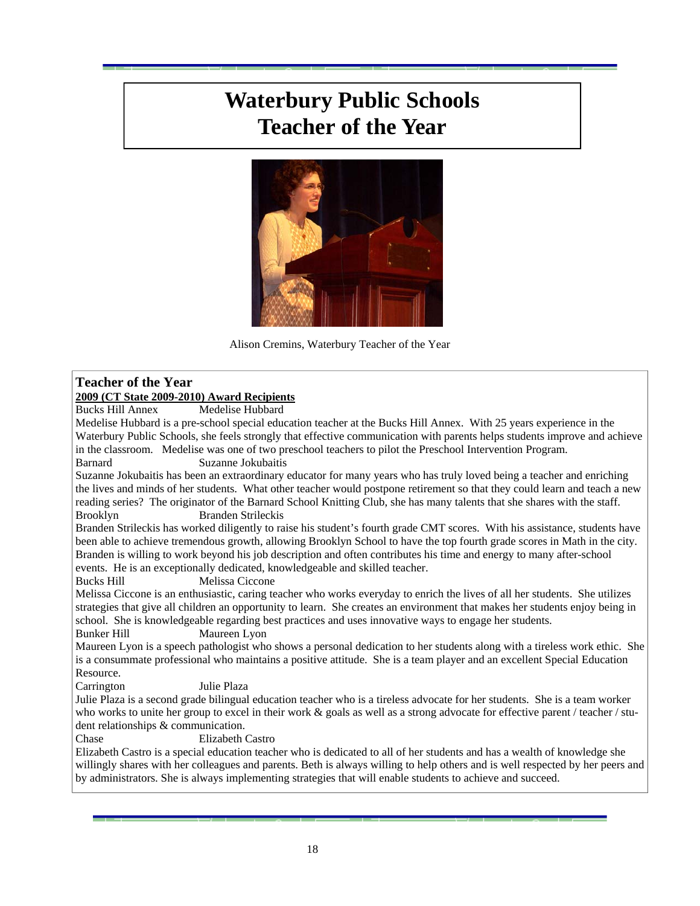# Waterbury Public Schools Teacher of the Year

Alison Cremins, Waterbury Teacher of the Year

## Teacher of the Year

**2009 (CT State 2009-2010) Award Recipients**

Bucks Hill Annex Medelise Hubbard

Medelise Hubbard is a pre-school special education teacher at the Bucks Hill Annex. With 25 years experience in the Waterbury Public Schools, she feels strongly that effective communication with parents helps students improve and achieve in the classroom. Medelise was one of two preschool teachers to pilot the Preschool Intervention Program.

Barnard Suzanne Jokubaitis

Suzanne Jokubaitis has been an extraordinary educator for many years who has truly loved being a teacher and enriching the lives and minds of her students. What other teacher would postpone retirement so that they could learn and teach a new reading series? The originator of the Barnard School Knitting Club, she has many talents that she shares with the staff.

Brooklyn Branden Strileckis

Branden Strileckis has worked diligently to raise his student's fourth grade CMT scores. With his assistance, students have been able to achieve tremendous growth, allowing Brooklyn School to have the top fourth grade scores in Math in the city. Branden is willing to work beyond his job description and often contributes his time and energy to many after-school events. He is an exceptionally dedicated, knowledgeable and skilled teacher.

Bucks Hill Melissa Ciccone

Melissa Ciccone is an enthusiastic, caring teacher who works everyday to enrich the lives of all her students. She utilizes strategies that give all children an opportunity to learn. She creates an environment that makes her students enjoy being in school. She is knowledgeable regarding best practices and uses innovative ways to engage her students.

Bunker Hill Maureen Lyon

Maureen Lyon is a speech pathologist who shows a personal dedication to her students along with a tireless work ethic. She is a consummate professional who maintains a positive attitude. She is a team player and an excellent Special Education Resource.

Carrington Julie Plaza

Julie Plaza is a second grade bilingual education teacher who is a tireless advocate for her students. She is a team worker who works to unite her group to excel in their work & goals as well as a strong advocate for effective parent / teacher / student relationships & communication.

Chase Elizabeth Castro

Elizabeth Castro is a special education teacher who is dedicated to all of her students and has a wealth of knowledge she willingly shares with her colleagues and parents. Beth is always willing to help others and is well respected by her peers and by administrators. She is always implementing strategies that will enable students to achieve and succeed.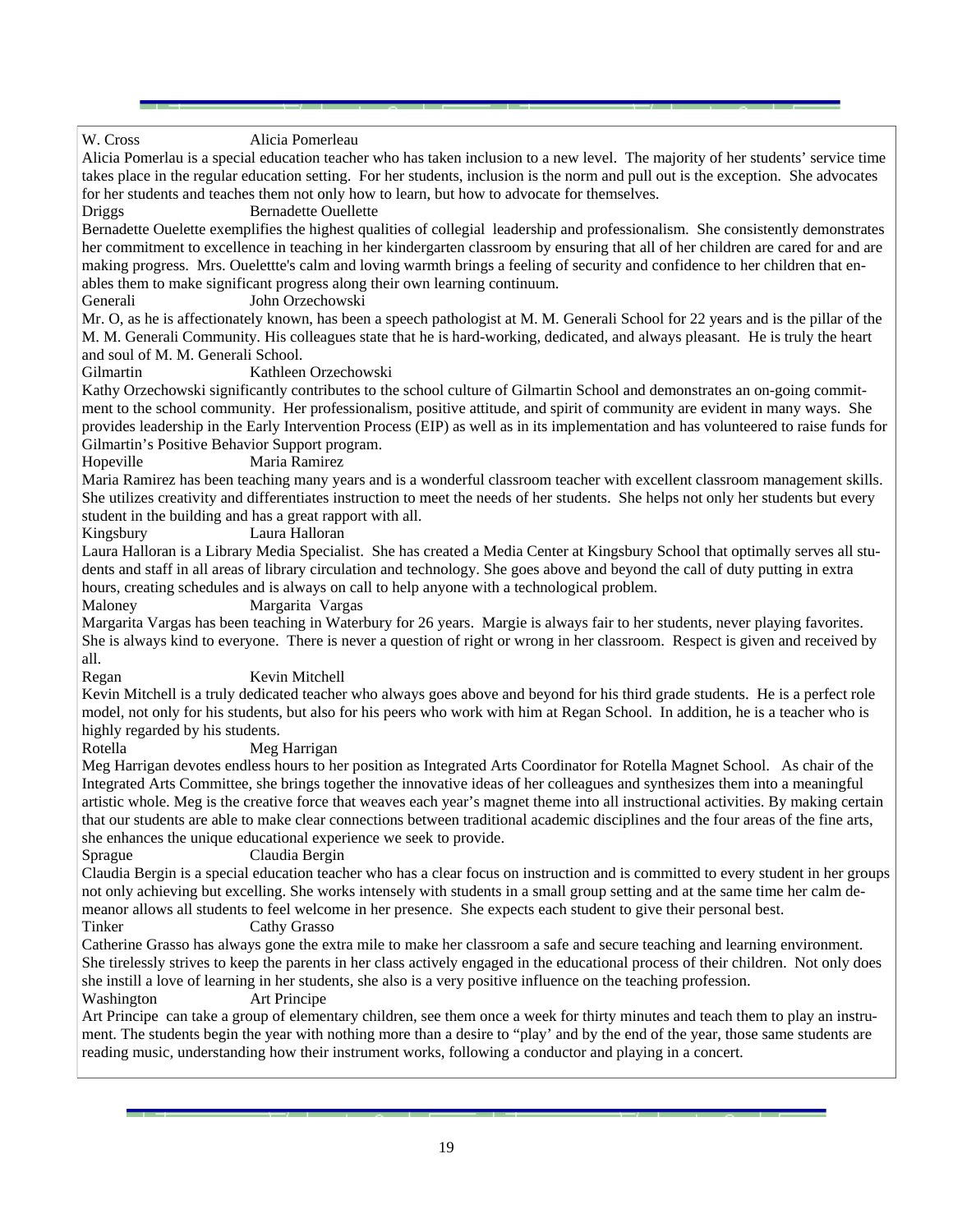W. Cross Alicia Pomerleau

Alicia Pomerlau is a special education teacher who has taken inclusion to a new level. The majority of her students' service time takes place in the regular education setting. For her students, inclusion is the norm and pull out is the exception. She advocates for her students and teaches them not only how to learn, but how to advocate for themselves.

Driggs Bernadette Ouellette

Bernadette Ouelette exemplifies the highest qualities of collegial leadership and professionalism. She consistently demonstrates her commitment to excellence in teaching in her kindergarten classroom by ensuring that all of her children are cared for and are making progress. Mrs. Ouelettte's calm and loving warmth brings a feeling of security and confidence to her children that enables them to make significant progress along their own learning continuum.

Generali John Orzechowski

Mr. O, as he is affectionately known, has been a speech pathologist at M. M. Generali School for 22 years and is the pillar of the M. M. Generali Community. His colleagues state that he is hard-working, dedicated, and always pleasant. He is truly the heart and soul of M. M. Generali School.

Gilmartin Kathleen Orzechowski

Kathy Orzechowski significantly contributes to the school culture of Gilmartin School and demonstrates an on-going commitment to the school community. Her professionalism, positive attitude, and spirit of community are evident in many ways. She provides leadership in the Early Intervention Process (EIP) as well as in its implementation and has volunteered to raise funds for Gilmartin's Positive Behavior Support program.

Hopeville Maria Ramirez

Maria Ramirez has been teaching many years and is a wonderful classroom teacher with excellent classroom management skills. She utilizes creativity and differentiates instruction to meet the needs of her students. She helps not only her students but every student in the building and has a great rapport with all.

Kingsbury Laura Halloran

Laura Halloran is a Library Media Specialist. She has created a Media Center at Kingsbury School that optimally serves all students and staff in all areas of library circulation and technology. She goes above and beyond the call of duty putting in extra hours, creating schedules and is always on call to help anyone with a technological problem.

Maloney Margarita Vargas

Margarita Vargas has been teaching in Waterbury for 26 years. Margie is always fair to her students, never playing favorites. She is always kind to everyone. There is never a question of right or wrong in her classroom. Respect is given and received by all.

Regan Kevin Mitchell

Kevin Mitchell is a truly dedicated teacher who always goes above and beyond for his third grade students. He is a perfect role model, not only for his students, but also for his peers who work with him at Regan School. In addition, he is a teacher who is highly regarded by his students.

Rotella Meg Harrigan

Meg Harrigan devotes endless hours to her position as Integrated Arts Coordinator for Rotella Magnet School. As chair of the Integrated Arts Committee, she brings together the innovative ideas of her colleagues and synthesizes them into a meaningful artistic whole. Meg is the creative force that weaves each year's magnet theme into all instructional activities. By making certain that our students are able to make clear connections between traditional academic disciplines and the four areas of the fine arts, she enhances the unique educational experience we seek to provide.

Sprague Claudia Bergin

Claudia Bergin is a special education teacher who has a clear focus on instruction and is committed to every student in her groups not only achieving but excelling. She works intensely with students in a small group setting and at the same time her calm demeanor allows all students to feel welcome in her presence. She expects each student to give their personal best.

Tinker Cathy Grasso

Catherine Grasso has always gone the extra mile to make her classroom a safe and secure teaching and learning environment. She tirelessly strives to keep the parents in her class actively engaged in the educational process of their children. Not only does she instill a love of learning in her students, she also is a very positive influence on the teaching profession.

Washington Art Principe

Art Principe can take a group of elementary children, see them once a week for thirty minutes and teach them to play an instrument. The students begin the year with nothing more than a desire to "play' and by the end of the year, those same students are reading music, understanding how their instrument works, following a conductor and playing in a concert.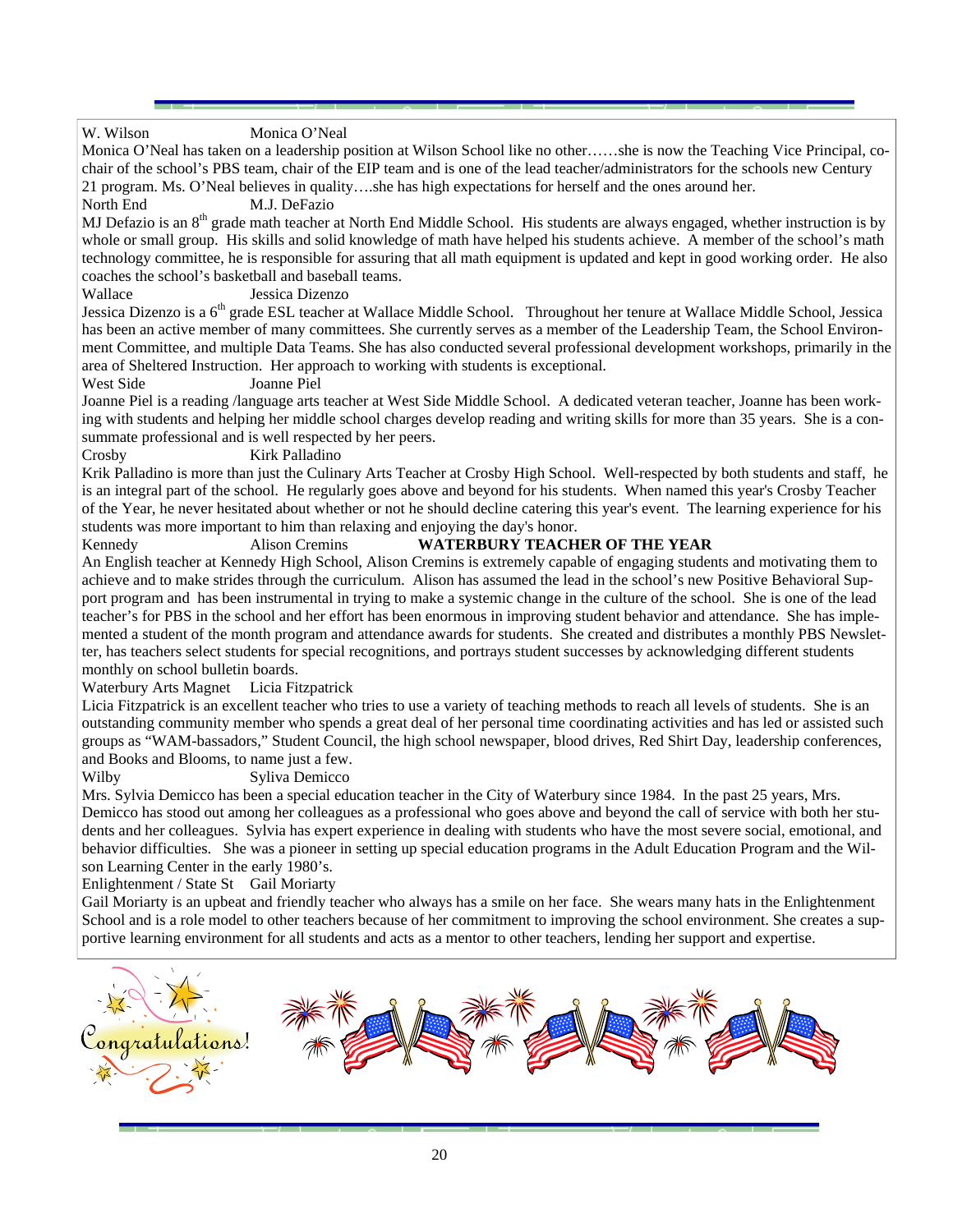W. Wilson — Monica O'Neal

Monica O'Neal has taken on a leadership position at Wilson School like no other……she is now the Teaching Vice Principal, co-chair of the school's PBS team, chair of the EIP team and is one of the lead teacher/administrators for the schools new Century 21 program. Ms. O'Neal believes in quality….she has high expectations for herself and the ones around her.

North End — M.J. DeFazio

MJ Defazio is an 8th grade math teacher at North End Middle School. His students are always engaged, whether instruction is by whole or small group. His skills and solid knowledge of math have helped his students achieve. A member of the school's math technology committee, he is responsible for assuring that all math equipment is updated and kept in good working order. He also coaches the school's basketball and baseball teams.

Wallace — Jessica Dizenzo

Jessica Dizenzo is a 6th grade ESL teacher at Wallace Middle School. Throughout her tenure at Wallace Middle School, Jessica has been an active member of many committees. She currently serves as a member of the Leadership Team, the School Environment Committee, and multiple Data Teams. She has also conducted several professional development workshops, primarily in the area of Sheltered Instruction. Her approach to working with students is exceptional.

West Side — Joanne Piel

Joanne Piel is a reading /language arts teacher at West Side Middle School. A dedicated veteran teacher, Joanne has been working with students and helping her middle school charges develop reading and writing skills for more than 35 years. She is a consummate professional and is well respected by her peers.

Crosby — Kirk Palladino

Krik Palladino is more than just the Culinary Arts Teacher at Crosby High School. Well-respected by both students and staff, he is an integral part of the school. He regularly goes above and beyond for his students. When named this year's Crosby Teacher of the Year, he never hesitated about whether or not he should decline catering this year's event. The learning experience for his students was more important to him than relaxing and enjoying the day's honor.

Kennedy — Alison Cremins — **WATERBURY TEACHER OF THE YEAR**

An English teacher at Kennedy High School, Alison Cremins is extremely capable of engaging students and motivating them to achieve and to make strides through the curriculum. Alison has assumed the lead in the school's new Positive Behavioral Support program and has been instrumental in trying to make a systemic change in the culture of the school. She is one of the lead teacher's for PBS in the school and her effort has been enormous in improving student behavior and attendance. She has implemented a student of the month program and attendance awards for students. She created and distributes a monthly PBS Newsletter, has teachers select students for special recognitions, and portrays student successes by acknowledging different students monthly on school bulletin boards.

Waterbury Arts Magnet — Licia Fitzpatrick

Licia Fitzpatrick is an excellent teacher who tries to use a variety of teaching methods to reach all levels of students. She is an outstanding community member who spends a great deal of her personal time coordinating activities and has led or assisted such groups as "WAM-bassadors," Student Council, the high school newspaper, blood drives, Red Shirt Day, leadership conferences, and Books and Blooms, to name just a few.

Wilby — Syliva Demicco

Mrs. Sylvia Demicco has been a special education teacher in the City of Waterbury since 1984. In the past 25 years, Mrs. Demicco has stood out among her colleagues as a professional who goes above and beyond the call of service with both her students and her colleagues. Sylvia has expert experience in dealing with students who have the most severe social, emotional, and behavior difficulties. She was a pioneer in setting up special education programs in the Adult Education Program and the Wilson Learning Center in the early 1980's.

Enlightenment / State St — Gail Moriarty

Gail Moriarty is an upbeat and friendly teacher who always has a smile on her face. She wears many hats in the Enlightenment School and is a role model to other teachers because of her commitment to improving the school environment. She creates a supportive learning environment for all students and acts as a mentor to other teachers, lending her support and expertise.

Congratulations!